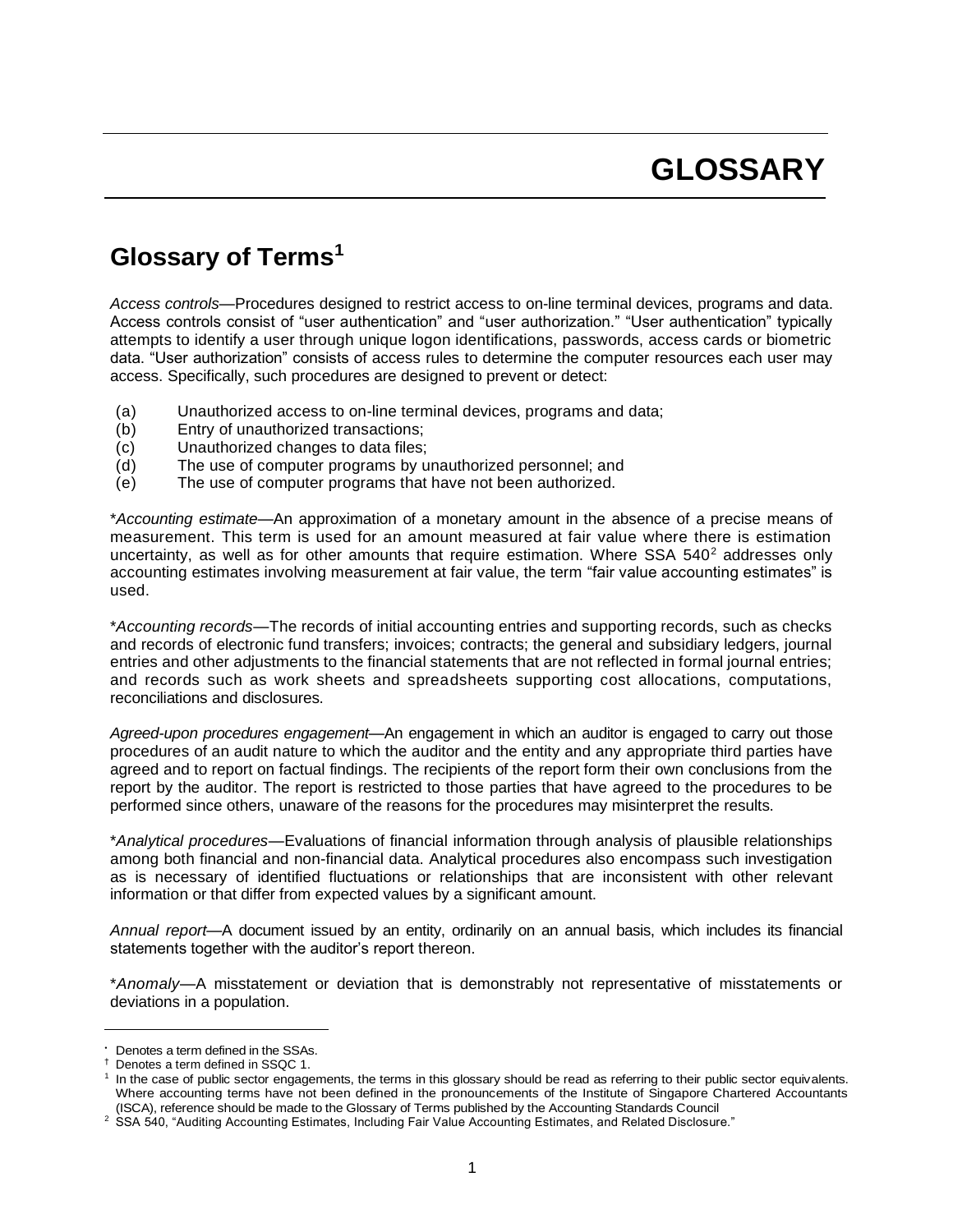# GLOSSARY

## Glossary of Terms[1]

*Access controls*—Procedures designed to restrict access to on-line terminal devices, programs and data. Access controls consist of "user authentication" and "user authorization." "User authentication" typically attempts to identify a user through unique logon identifications, passwords, access cards or biometric data. "User authorization" consists of access rules to determine the computer resources each user may access. Specifically, such procedures are designed to prevent or detect:

(a) Unauthorized access to on-line terminal devices, programs and data;
(b) Entry of unauthorized transactions;
(c) Unauthorized changes to data files;
(d) The use of computer programs by unauthorized personnel; and
(e) The use of computer programs that have not been authorized.

\**Accounting estimate*—An approximation of a monetary amount in the absence of a precise means of measurement. This term is used for an amount measured at fair value where there is estimation uncertainty, as well as for other amounts that require estimation. Where SSA 540[2] addresses only accounting estimates involving measurement at fair value, the term "fair value accounting estimates" is used.

\**Accounting records*—The records of initial accounting entries and supporting records, such as checks and records of electronic fund transfers; invoices; contracts; the general and subsidiary ledgers, journal entries and other adjustments to the financial statements that are not reflected in formal journal entries; and records such as work sheets and spreadsheets supporting cost allocations, computations, reconciliations and disclosures.

*Agreed-upon procedures engagement*—An engagement in which an auditor is engaged to carry out those procedures of an audit nature to which the auditor and the entity and any appropriate third parties have agreed and to report on factual findings. The recipients of the report form their own conclusions from the report by the auditor. The report is restricted to those parties that have agreed to the procedures to be performed since others, unaware of the reasons for the procedures may misinterpret the results.

\**Analytical procedures*—Evaluations of financial information through analysis of plausible relationships among both financial and non-financial data. Analytical procedures also encompass such investigation as is necessary of identified fluctuations or relationships that are inconsistent with other relevant information or that differ from expected values by a significant amount.

*Annual report*—A document issued by an entity, ordinarily on an annual basis, which includes its financial statements together with the auditor's report thereon.

\**Anomaly*—A misstatement or deviation that is demonstrably not representative of misstatements or deviations in a population.

---

\* Denotes a term defined in the SSAs.

† Denotes a term defined in SSQC 1.

[1] In the case of public sector engagements, the terms in this glossary should be read as referring to their public sector equivalents. Where accounting terms have not been defined in the pronouncements of the Institute of Singapore Chartered Accountants (ISCA), reference should be made to the Glossary of Terms published by the Accounting Standards Council

[2] SSA 540, "Auditing Accounting Estimates, Including Fair Value Accounting Estimates, and Related Disclosure."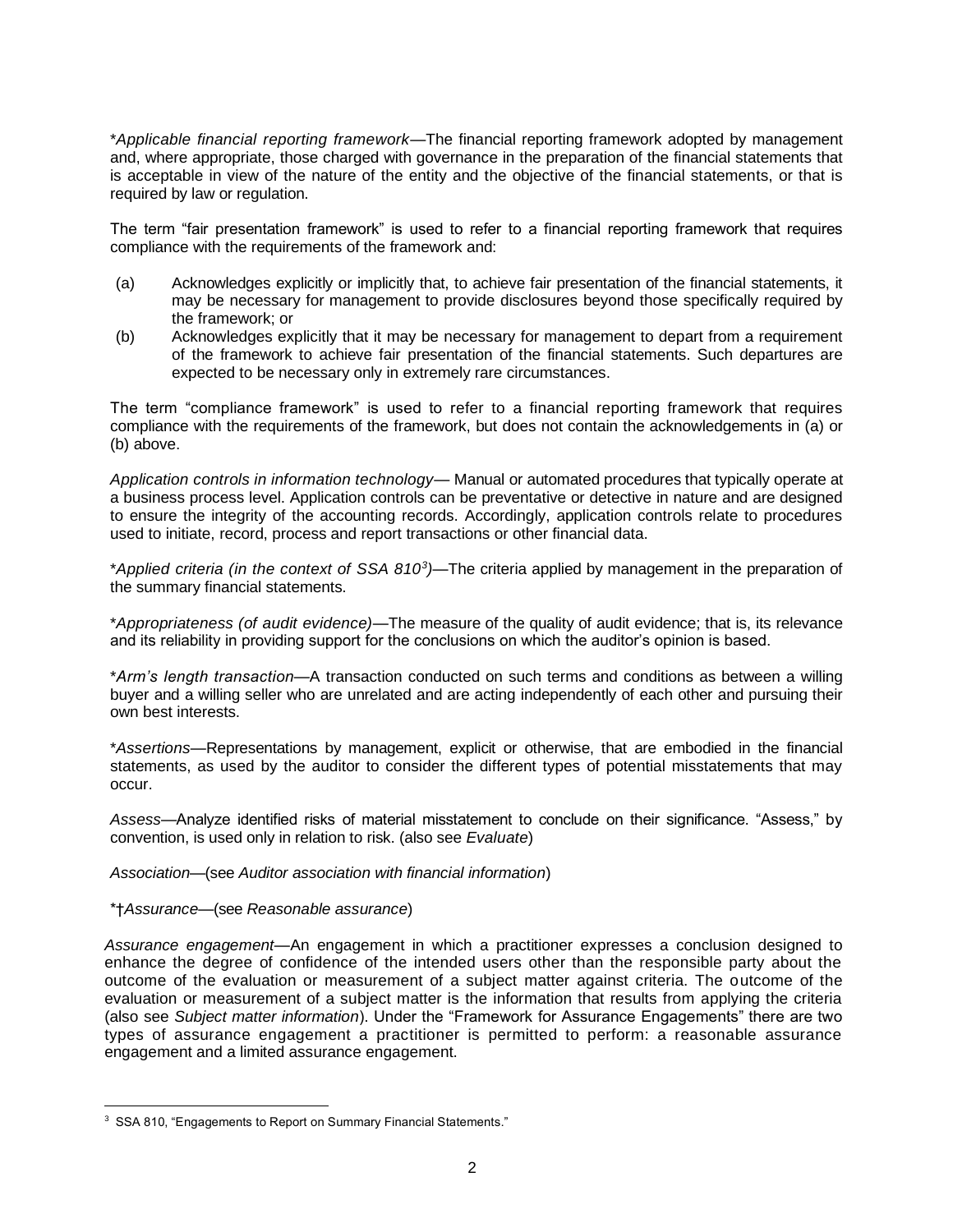*Applicable financial reporting framework*—The financial reporting framework adopted by management and, where appropriate, those charged with governance in the preparation of the financial statements that is acceptable in view of the nature of the entity and the objective of the financial statements, or that is required by law or regulation.

The term "fair presentation framework" is used to refer to a financial reporting framework that requires compliance with the requirements of the framework and:

(a) Acknowledges explicitly or implicitly that, to achieve fair presentation of the financial statements, it may be necessary for management to provide disclosures beyond those specifically required by the framework; or

(b) Acknowledges explicitly that it may be necessary for management to depart from a requirement of the framework to achieve fair presentation of the financial statements. Such departures are expected to be necessary only in extremely rare circumstances.

The term "compliance framework" is used to refer to a financial reporting framework that requires compliance with the requirements of the framework, but does not contain the acknowledgements in (a) or (b) above.

*Application controls in information technology*— Manual or automated procedures that typically operate at a business process level. Application controls can be preventative or detective in nature and are designed to ensure the integrity of the accounting records. Accordingly, application controls relate to procedures used to initiate, record, process and report transactions or other financial data.

*Applied criteria (in the context of SSA 810[3])*—The criteria applied by management in the preparation of the summary financial statements.

*Appropriateness (of audit evidence)*—The measure of the quality of audit evidence; that is, its relevance and its reliability in providing support for the conclusions on which the auditor's opinion is based.

*Arm's length transaction*—A transaction conducted on such terms and conditions as between a willing buyer and a willing seller who are unrelated and are acting independently of each other and pursuing their own best interests.

*Assertions*—Representations by management, explicit or otherwise, that are embodied in the financial statements, as used by the auditor to consider the different types of potential misstatements that may occur.

*Assess*—Analyze identified risks of material misstatement to conclude on their significance. "Assess," by convention, is used only in relation to risk. (also see *Evaluate*)

*Association*—(see *Auditor association with financial information*)

*†*Assurance*—(see *Reasonable assurance*)

*Assurance engagement*—An engagement in which a practitioner expresses a conclusion designed to enhance the degree of confidence of the intended users other than the responsible party about the outcome of the evaluation or measurement of a subject matter against criteria. The outcome of the evaluation or measurement of a subject matter is the information that results from applying the criteria (also see *Subject matter information*). Under the "Framework for Assurance Engagements" there are two types of assurance engagement a practitioner is permitted to perform: a reasonable assurance engagement and a limited assurance engagement.

[3] SSA 810, "Engagements to Report on Summary Financial Statements."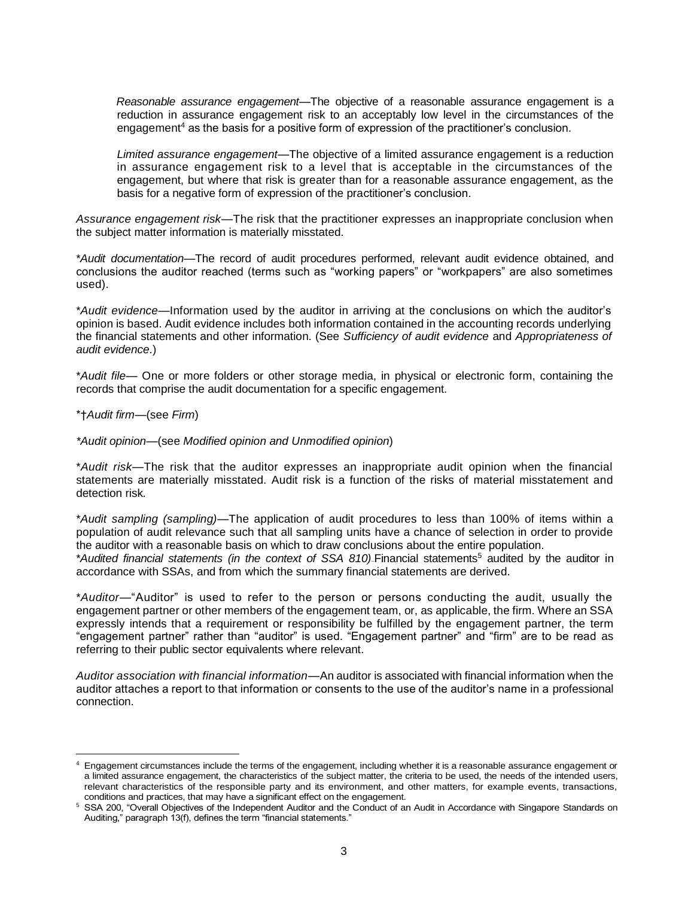*Reasonable assurance engagement*—The objective of a reasonable assurance engagement is a reduction in assurance engagement risk to an acceptably low level in the circumstances of the engagement[4] as the basis for a positive form of expression of the practitioner's conclusion.

*Limited assurance engagement*—The objective of a limited assurance engagement is a reduction in assurance engagement risk to a level that is acceptable in the circumstances of the engagement, but where that risk is greater than for a reasonable assurance engagement, as the basis for a negative form of expression of the practitioner's conclusion.

*Assurance engagement risk*—The risk that the practitioner expresses an inappropriate conclusion when the subject matter information is materially misstated.

\**Audit documentation*—The record of audit procedures performed, relevant audit evidence obtained, and conclusions the auditor reached (terms such as "working papers" or "workpapers" are also sometimes used).

\**Audit evidence*—Information used by the auditor in arriving at the conclusions on which the auditor's opinion is based. Audit evidence includes both information contained in the accounting records underlying the financial statements and other information. (See *Sufficiency of audit evidence* and *Appropriateness of audit evidence*.)

\**Audit file*— One or more folders or other storage media, in physical or electronic form, containing the records that comprise the audit documentation for a specific engagement.

\*†*Audit firm*—(see *Firm*)

\**Audit opinion*—(see *Modified opinion and Unmodified opinion*)

\**Audit risk*—The risk that the auditor expresses an inappropriate audit opinion when the financial statements are materially misstated. Audit risk is a function of the risks of material misstatement and detection risk.

\**Audit sampling (sampling)*—The application of audit procedures to less than 100% of items within a population of audit relevance such that all sampling units have a chance of selection in order to provide the auditor with a reasonable basis on which to draw conclusions about the entire population.

\**Audited financial statements (in the context of SSA 810)* Financial statements[5] audited by the auditor in accordance with SSAs, and from which the summary financial statements are derived.

\**Auditor*—"Auditor" is used to refer to the person or persons conducting the audit, usually the engagement partner or other members of the engagement team, or, as applicable, the firm. Where an SSA expressly intends that a requirement or responsibility be fulfilled by the engagement partner, the term "engagement partner" rather than "auditor" is used. "Engagement partner" and "firm" are to be read as referring to their public sector equivalents where relevant.

*Auditor association with financial information*—An auditor is associated with financial information when the auditor attaches a report to that information or consents to the use of the auditor's name in a professional connection.

---

[4] Engagement circumstances include the terms of the engagement, including whether it is a reasonable assurance engagement or a limited assurance engagement, the characteristics of the subject matter, the criteria to be used, the needs of the intended users, relevant characteristics of the responsible party and its environment, and other matters, for example events, transactions, conditions and practices, that may have a significant effect on the engagement.

[5] SSA 200, "Overall Objectives of the Independent Auditor and the Conduct of an Audit in Accordance with Singapore Standards on Auditing," paragraph 13(f), defines the term "financial statements."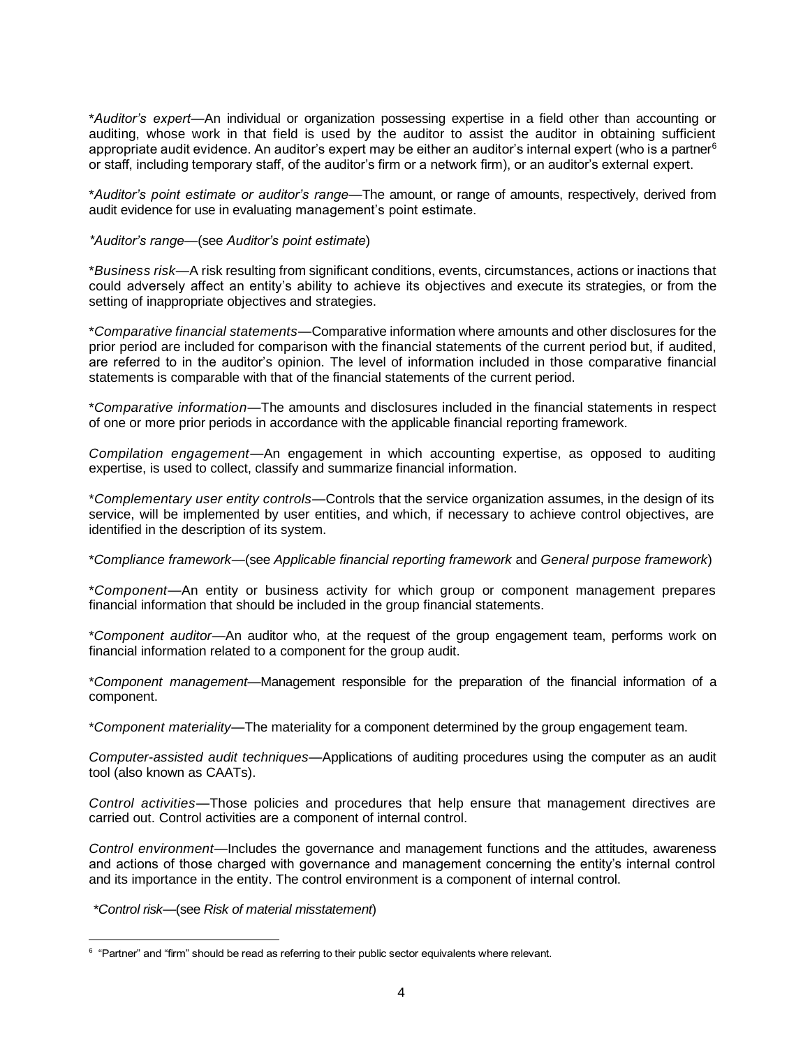*_Auditor's expert_—An individual or organization possessing expertise in a field other than accounting or auditing, whose work in that field is used by the auditor to assist the auditor in obtaining sufficient appropriate audit evidence. An auditor's expert may be either an auditor's internal expert (who is a partner[6] or staff, including temporary staff, of the auditor's firm or a network firm), or an auditor's external expert.

*_Auditor's point estimate or auditor's range_—The amount, or range of amounts, respectively, derived from audit evidence for use in evaluating management's point estimate.

*_Auditor's range_—(see _Auditor's point estimate_)

*_Business risk_—A risk resulting from significant conditions, events, circumstances, actions or inactions that could adversely affect an entity's ability to achieve its objectives and execute its strategies, or from the setting of inappropriate objectives and strategies.

*_Comparative financial statements_—Comparative information where amounts and other disclosures for the prior period are included for comparison with the financial statements of the current period but, if audited, are referred to in the auditor's opinion. The level of information included in those comparative financial statements is comparable with that of the financial statements of the current period.

*_Comparative information_—The amounts and disclosures included in the financial statements in respect of one or more prior periods in accordance with the applicable financial reporting framework.

_Compilation engagement_—An engagement in which accounting expertise, as opposed to auditing expertise, is used to collect, classify and summarize financial information.

*_Complementary user entity controls_—Controls that the service organization assumes, in the design of its service, will be implemented by user entities, and which, if necessary to achieve control objectives, are identified in the description of its system.

*_Compliance framework_—(see _Applicable financial reporting framework_ and _General purpose framework_)

*_Component_—An entity or business activity for which group or component management prepares financial information that should be included in the group financial statements.

*_Component auditor_—An auditor who, at the request of the group engagement team, performs work on financial information related to a component for the group audit.

*_Component management_—Management responsible for the preparation of the financial information of a component.

*_Component materiality_—The materiality for a component determined by the group engagement team.

_Computer-assisted audit techniques_—Applications of auditing procedures using the computer as an audit tool (also known as CAATs).

_Control activities_—Those policies and procedures that help ensure that management directives are carried out. Control activities are a component of internal control.

_Control environment_—Includes the governance and management functions and the attitudes, awareness and actions of those charged with governance and management concerning the entity's internal control and its importance in the entity. The control environment is a component of internal control.

*_Control risk_—(see _Risk of material misstatement_)

[6] "Partner" and "firm" should be read as referring to their public sector equivalents where relevant.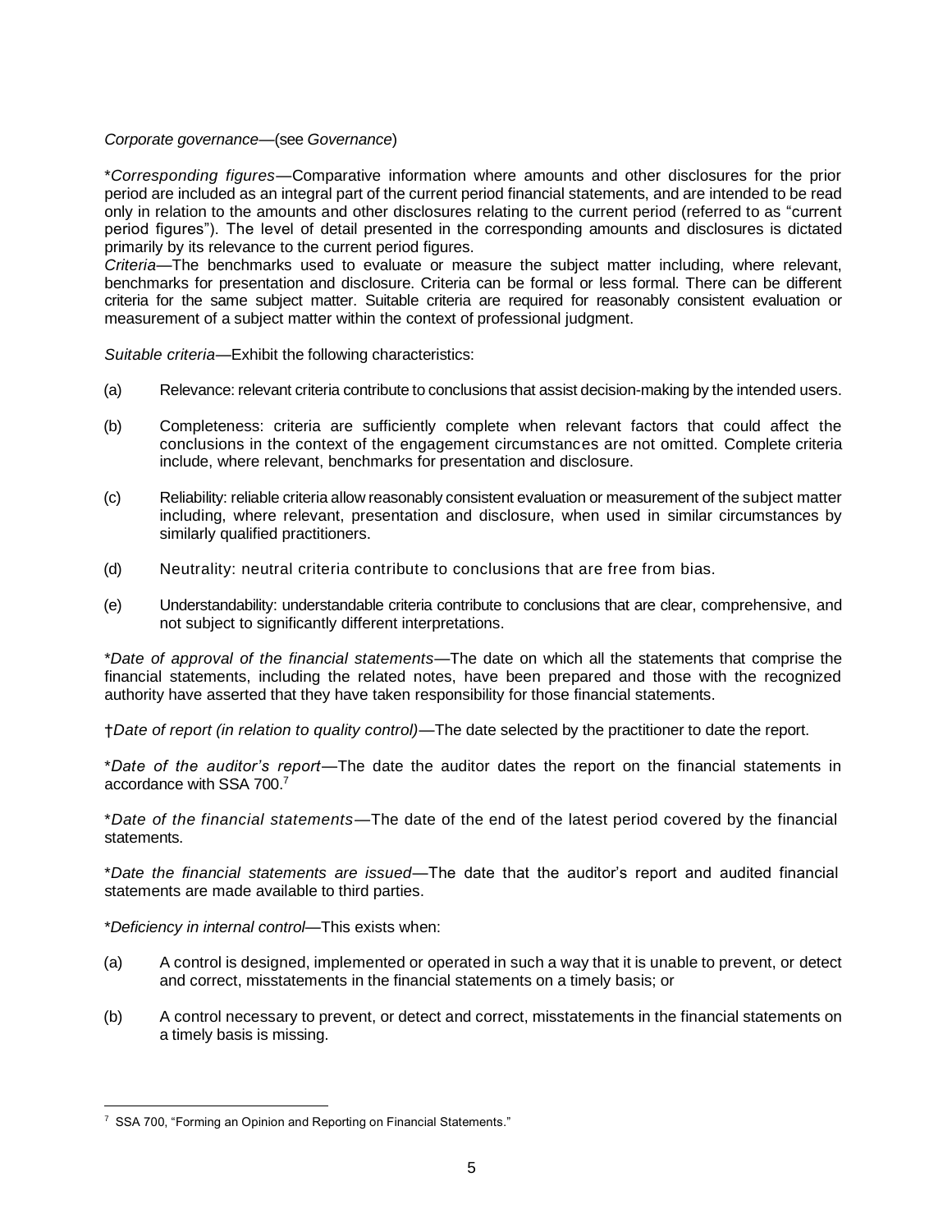*Corporate governance*—(see *Governance*)

*\*Corresponding figures*—Comparative information where amounts and other disclosures for the prior period are included as an integral part of the current period financial statements, and are intended to be read only in relation to the amounts and other disclosures relating to the current period (referred to as "current period figures"). The level of detail presented in the corresponding amounts and disclosures is dictated primarily by its relevance to the current period figures.

*Criteria*—The benchmarks used to evaluate or measure the subject matter including, where relevant, benchmarks for presentation and disclosure. Criteria can be formal or less formal. There can be different criteria for the same subject matter. Suitable criteria are required for reasonably consistent evaluation or measurement of a subject matter within the context of professional judgment.

*Suitable criteria*—Exhibit the following characteristics:

(a) Relevance: relevant criteria contribute to conclusions that assist decision-making by the intended users.

(b) Completeness: criteria are sufficiently complete when relevant factors that could affect the conclusions in the context of the engagement circumstances are not omitted. Complete criteria include, where relevant, benchmarks for presentation and disclosure.

(c) Reliability: reliable criteria allow reasonably consistent evaluation or measurement of the subject matter including, where relevant, presentation and disclosure, when used in similar circumstances by similarly qualified practitioners.

(d) Neutrality: neutral criteria contribute to conclusions that are free from bias.

(e) Understandability: understandable criteria contribute to conclusions that are clear, comprehensive, and not subject to significantly different interpretations.

*\*Date of approval of the financial statements*—The date on which all the statements that comprise the financial statements, including the related notes, have been prepared and those with the recognized authority have asserted that they have taken responsibility for those financial statements.

†*Date of report (in relation to quality control)*—The date selected by the practitioner to date the report.

*\*Date of the auditor's report*—The date the auditor dates the report on the financial statements in accordance with SSA 700.[7]

*\*Date of the financial statements*—The date of the end of the latest period covered by the financial statements.

*\*Date the financial statements are issued*—The date that the auditor's report and audited financial statements are made available to third parties.

*\*Deficiency in internal control*—This exists when:

(a) A control is designed, implemented or operated in such a way that it is unable to prevent, or detect and correct, misstatements in the financial statements on a timely basis; or

(b) A control necessary to prevent, or detect and correct, misstatements in the financial statements on a timely basis is missing.

---

[7] SSA 700, "Forming an Opinion and Reporting on Financial Statements."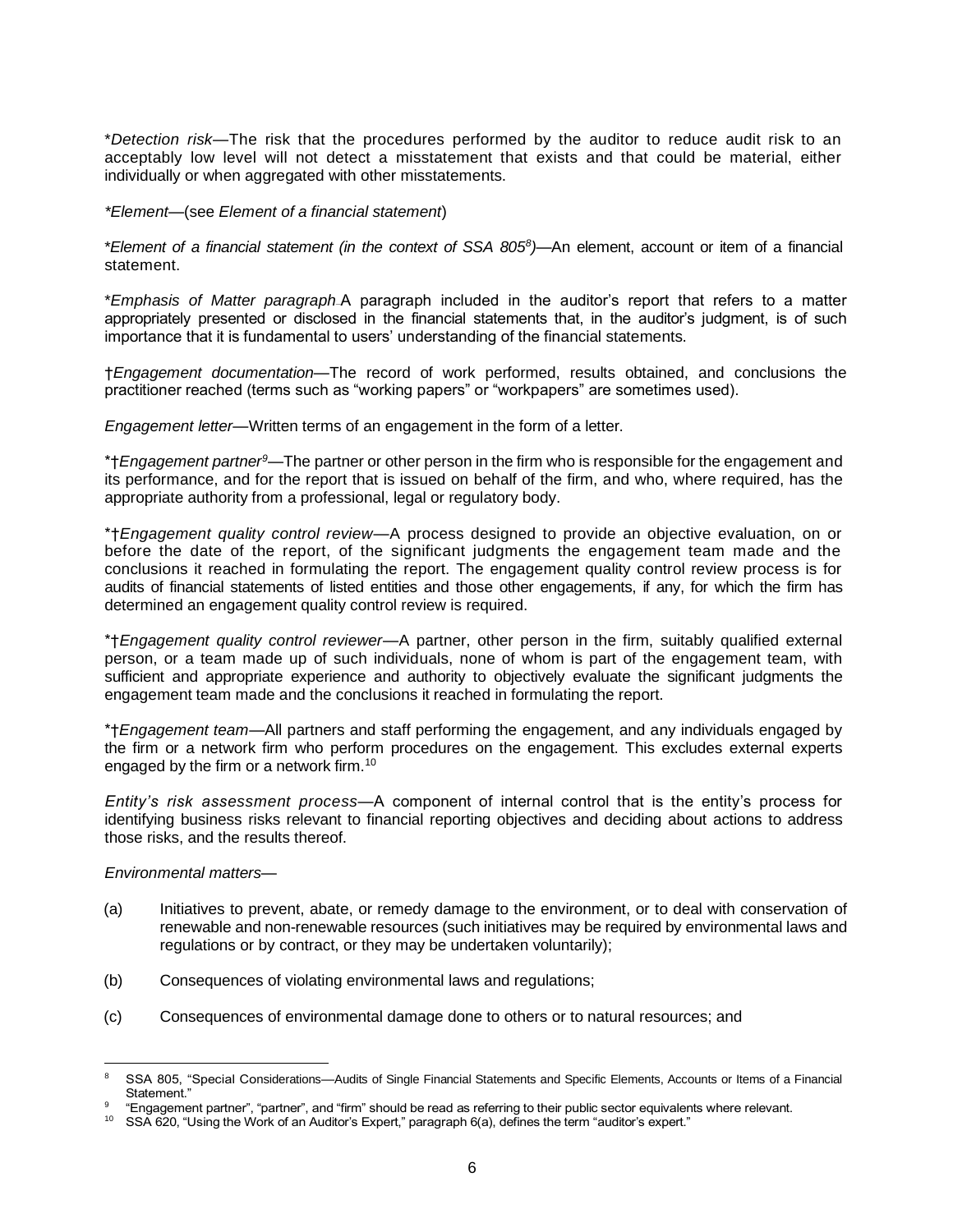**Detection risk*—The risk that the procedures performed by the auditor to reduce audit risk to an acceptably low level will not detect a misstatement that exists and that could be material, either individually or when aggregated with other misstatements.

**Element*—(see *Element of a financial statement*)

**Element of a financial statement (in the context of SSA 805*[8]*)*—An element, account or item of a financial statement.

**Emphasis of Matter paragraph*—A paragraph included in the auditor's report that refers to a matter appropriately presented or disclosed in the financial statements that, in the auditor's judgment, is of such importance that it is fundamental to users' understanding of the financial statements.

†*Engagement documentation*—The record of work performed, results obtained, and conclusions the practitioner reached (terms such as "working papers" or "workpapers" are sometimes used).

*Engagement letter*—Written terms of an engagement in the form of a letter.

*†*Engagement partner*[9]—The partner or other person in the firm who is responsible for the engagement and its performance, and for the report that is issued on behalf of the firm, and who, where required, has the appropriate authority from a professional, legal or regulatory body.

*†*Engagement quality control review*—A process designed to provide an objective evaluation, on or before the date of the report, of the significant judgments the engagement team made and the conclusions it reached in formulating the report. The engagement quality control review process is for audits of financial statements of listed entities and those other engagements, if any, for which the firm has determined an engagement quality control review is required.

*†*Engagement quality control reviewer*—A partner, other person in the firm, suitably qualified external person, or a team made up of such individuals, none of whom is part of the engagement team, with sufficient and appropriate experience and authority to objectively evaluate the significant judgments the engagement team made and the conclusions it reached in formulating the report.

*†*Engagement team*—All partners and staff performing the engagement, and any individuals engaged by the firm or a network firm who perform procedures on the engagement. This excludes external experts engaged by the firm or a network firm.[10]

*Entity's risk assessment process*—A component of internal control that is the entity's process for identifying business risks relevant to financial reporting objectives and deciding about actions to address those risks, and the results thereof.

*Environmental matters*—

(a) Initiatives to prevent, abate, or remedy damage to the environment, or to deal with conservation of renewable and non-renewable resources (such initiatives may be required by environmental laws and regulations or by contract, or they may be undertaken voluntarily);

(b) Consequences of violating environmental laws and regulations;

(c) Consequences of environmental damage done to others or to natural resources; and

---

[8] SSA 805, "Special Considerations—Audits of Single Financial Statements and Specific Elements, Accounts or Items of a Financial Statement."

[9] "Engagement partner", "partner", and "firm" should be read as referring to their public sector equivalents where relevant.

[10] SSA 620, "Using the Work of an Auditor's Expert," paragraph 6(a), defines the term "auditor's expert."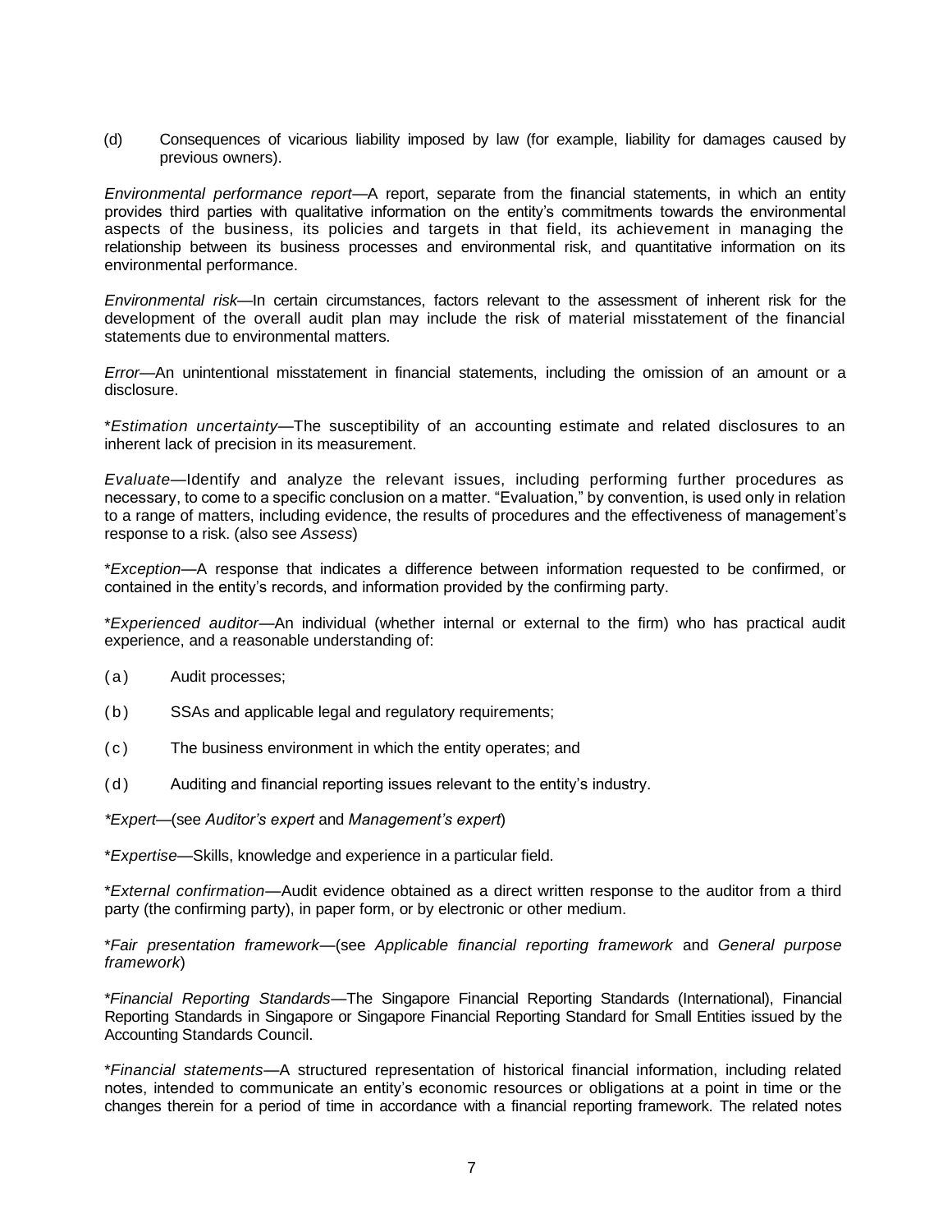(d) Consequences of vicarious liability imposed by law (for example, liability for damages caused by previous owners).

*Environmental performance report*—A report, separate from the financial statements, in which an entity provides third parties with qualitative information on the entity's commitments towards the environmental aspects of the business, its policies and targets in that field, its achievement in managing the relationship between its business processes and environmental risk, and quantitative information on its environmental performance.

*Environmental risk*—In certain circumstances, factors relevant to the assessment of inherent risk for the development of the overall audit plan may include the risk of material misstatement of the financial statements due to environmental matters.

*Error*—An unintentional misstatement in financial statements, including the omission of an amount or a disclosure.

\**Estimation uncertainty*—The susceptibility of an accounting estimate and related disclosures to an inherent lack of precision in its measurement.

*Evaluate*—Identify and analyze the relevant issues, including performing further procedures as necessary, to come to a specific conclusion on a matter. "Evaluation," by convention, is used only in relation to a range of matters, including evidence, the results of procedures and the effectiveness of management's response to a risk. (also see *Assess*)

\**Exception*—A response that indicates a difference between information requested to be confirmed, or contained in the entity's records, and information provided by the confirming party.

\**Experienced auditor*—An individual (whether internal or external to the firm) who has practical audit experience, and a reasonable understanding of:

(a) Audit processes;

(b) SSAs and applicable legal and regulatory requirements;

(c) The business environment in which the entity operates; and

(d) Auditing and financial reporting issues relevant to the entity's industry.

\**Expert*—(see *Auditor's expert* and *Management's expert*)

\**Expertise*—Skills, knowledge and experience in a particular field.

\**External confirmation*—Audit evidence obtained as a direct written response to the auditor from a third party (the confirming party), in paper form, or by electronic or other medium.

\**Fair presentation framework*—(see *Applicable financial reporting framework* and *General purpose framework*)

\**Financial Reporting Standards*—The Singapore Financial Reporting Standards (International), Financial Reporting Standards in Singapore or Singapore Financial Reporting Standard for Small Entities issued by the Accounting Standards Council.

\**Financial statements*—A structured representation of historical financial information, including related notes, intended to communicate an entity's economic resources or obligations at a point in time or the changes therein for a period of time in accordance with a financial reporting framework. The related notes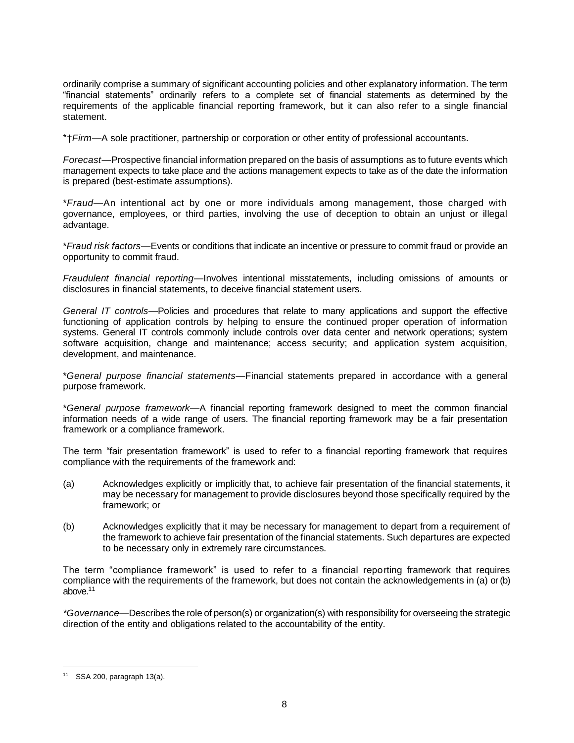ordinarily comprise a summary of significant accounting policies and other explanatory information. The term "financial statements" ordinarily refers to a complete set of financial statements as determined by the requirements of the applicable financial reporting framework, but it can also refer to a single financial statement.

*†*Firm*—A sole practitioner, partnership or corporation or other entity of professional accountants.

*Forecast*—Prospective financial information prepared on the basis of assumptions as to future events which management expects to take place and the actions management expects to take as of the date the information is prepared (best-estimate assumptions).

**Fraud*—An intentional act by one or more individuals among management, those charged with governance, employees, or third parties, involving the use of deception to obtain an unjust or illegal advantage.

**Fraud risk factors*—Events or conditions that indicate an incentive or pressure to commit fraud or provide an opportunity to commit fraud.

*Fraudulent financial reporting*—Involves intentional misstatements, including omissions of amounts or disclosures in financial statements, to deceive financial statement users.

*General IT controls*—Policies and procedures that relate to many applications and support the effective functioning of application controls by helping to ensure the continued proper operation of information systems. General IT controls commonly include controls over data center and network operations; system software acquisition, change and maintenance; access security; and application system acquisition, development, and maintenance.

**General purpose financial statements*—Financial statements prepared in accordance with a general purpose framework.

**General purpose framework*—A financial reporting framework designed to meet the common financial information needs of a wide range of users. The financial reporting framework may be a fair presentation framework or a compliance framework.

The term "fair presentation framework" is used to refer to a financial reporting framework that requires compliance with the requirements of the framework and:

(a) Acknowledges explicitly or implicitly that, to achieve fair presentation of the financial statements, it may be necessary for management to provide disclosures beyond those specifically required by the framework; or

(b) Acknowledges explicitly that it may be necessary for management to depart from a requirement of the framework to achieve fair presentation of the financial statements. Such departures are expected to be necessary only in extremely rare circumstances.

The term "compliance framework" is used to refer to a financial reporting framework that requires compliance with the requirements of the framework, but does not contain the acknowledgements in (a) or (b) above.[11]

**Governance*—Describes the role of person(s) or organization(s) with responsibility for overseeing the strategic direction of the entity and obligations related to the accountability of the entity.

[11] SSA 200, paragraph 13(a).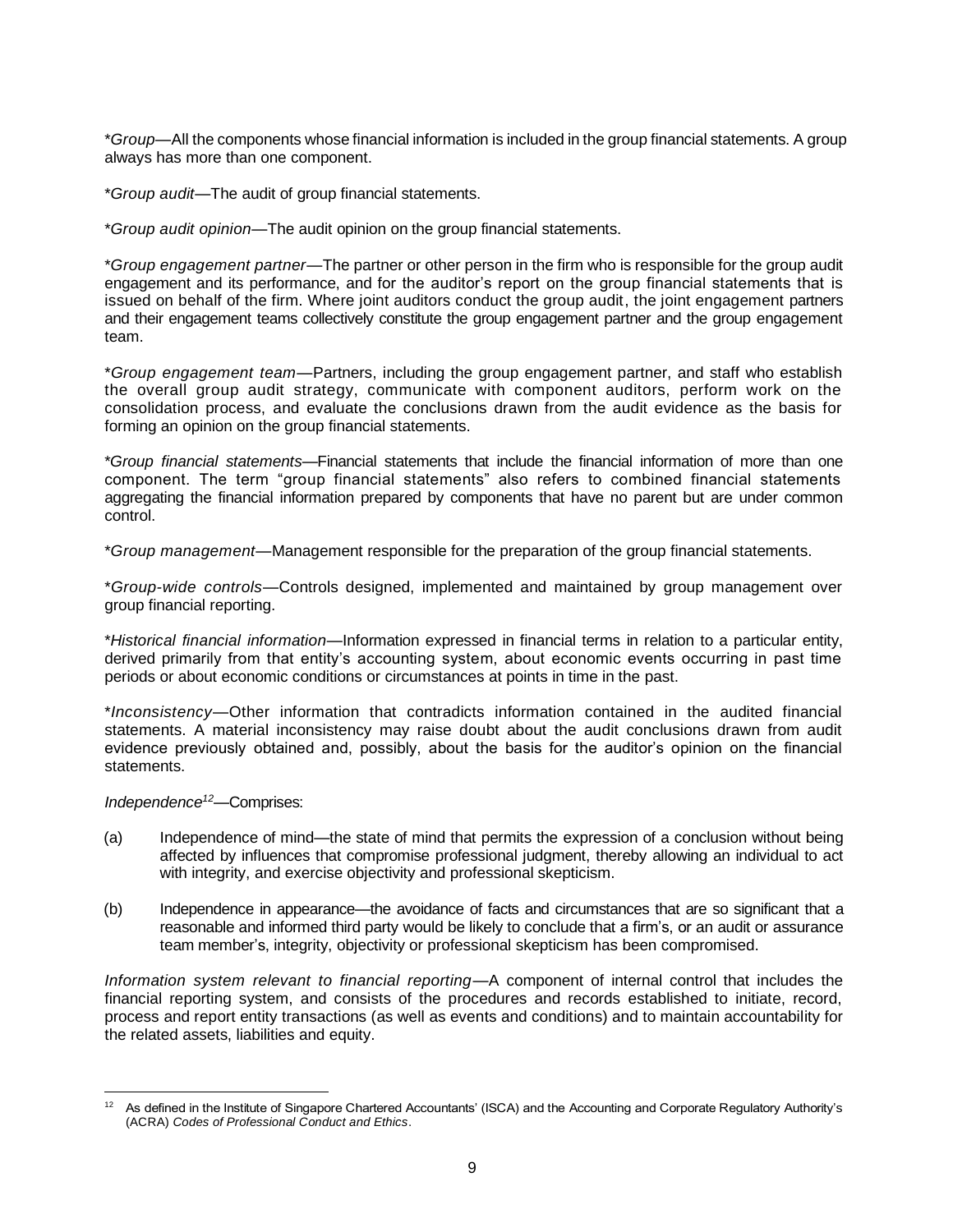*_Group_—All the components whose financial information is included in the group financial statements. A group always has more than one component.

*_Group audit_—The audit of group financial statements.

*_Group audit opinion_—The audit opinion on the group financial statements.

*_Group engagement partner_—The partner or other person in the firm who is responsible for the group audit engagement and its performance, and for the auditor's report on the group financial statements that is issued on behalf of the firm. Where joint auditors conduct the group audit, the joint engagement partners and their engagement teams collectively constitute the group engagement partner and the group engagement team.

*_Group engagement team_—Partners, including the group engagement partner, and staff who establish the overall group audit strategy, communicate with component auditors, perform work on the consolidation process, and evaluate the conclusions drawn from the audit evidence as the basis for forming an opinion on the group financial statements.

*_Group financial statements_—Financial statements that include the financial information of more than one component. The term "group financial statements" also refers to combined financial statements aggregating the financial information prepared by components that have no parent but are under common control.

*_Group management_—Management responsible for the preparation of the group financial statements.

*_Group-wide controls_—Controls designed, implemented and maintained by group management over group financial reporting.

*_Historical financial information_—Information expressed in financial terms in relation to a particular entity, derived primarily from that entity's accounting system, about economic events occurring in past time periods or about economic conditions or circumstances at points in time in the past.

*_Inconsistency_—Other information that contradicts information contained in the audited financial statements. A material inconsistency may raise doubt about the audit conclusions drawn from audit evidence previously obtained and, possibly, about the basis for the auditor's opinion on the financial statements.

_Independence_[12]—Comprises:

(a) Independence of mind—the state of mind that permits the expression of a conclusion without being affected by influences that compromise professional judgment, thereby allowing an individual to act with integrity, and exercise objectivity and professional skepticism.

(b) Independence in appearance—the avoidance of facts and circumstances that are so significant that a reasonable and informed third party would be likely to conclude that a firm's, or an audit or assurance team member's, integrity, objectivity or professional skepticism has been compromised.

_Information system relevant to financial reporting_—A component of internal control that includes the financial reporting system, and consists of the procedures and records established to initiate, record, process and report entity transactions (as well as events and conditions) and to maintain accountability for the related assets, liabilities and equity.

---

[12] As defined in the Institute of Singapore Chartered Accountants' (ISCA) and the Accounting and Corporate Regulatory Authority's (ACRA) _Codes of Professional Conduct and Ethics_.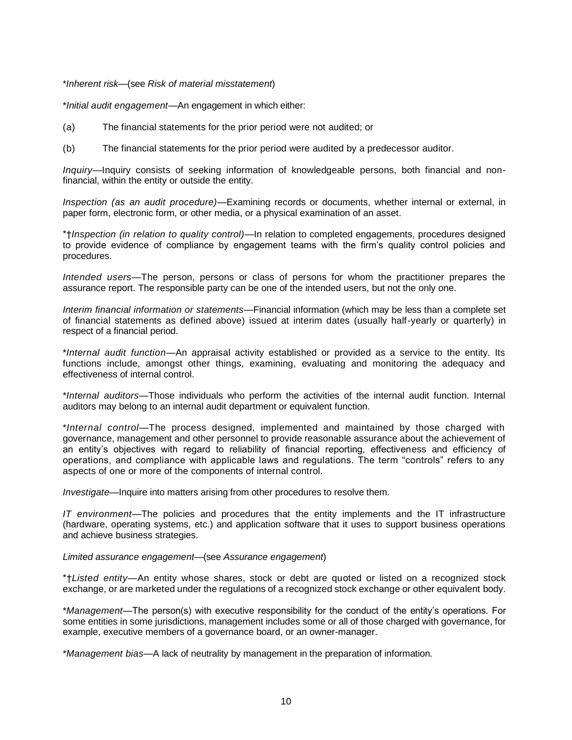*_Inherent risk_—(see _Risk of material misstatement_)

*_Initial audit engagement_—An engagement in which either:

(a) The financial statements for the prior period were not audited; or

(b) The financial statements for the prior period were audited by a predecessor auditor.

_Inquiry_—Inquiry consists of seeking information of knowledgeable persons, both financial and non-financial, within the entity or outside the entity.

_Inspection (as an audit procedure)_—Examining records or documents, whether internal or external, in paper form, electronic form, or other media, or a physical examination of an asset.

*†_Inspection (in relation to quality control)_—In relation to completed engagements, procedures designed to provide evidence of compliance by engagement teams with the firm's quality control policies and procedures.

_Intended users_—The person, persons or class of persons for whom the practitioner prepares the assurance report. The responsible party can be one of the intended users, but not the only one.

_Interim financial information or statements_—Financial information (which may be less than a complete set of financial statements as defined above) issued at interim dates (usually half-yearly or quarterly) in respect of a financial period.

*_Internal audit function_—An appraisal activity established or provided as a service to the entity. Its functions include, amongst other things, examining, evaluating and monitoring the adequacy and effectiveness of internal control.

*_Internal auditors_—Those individuals who perform the activities of the internal audit function. Internal auditors may belong to an internal audit department or equivalent function.

*_Internal control_—The process designed, implemented and maintained by those charged with governance, management and other personnel to provide reasonable assurance about the achievement of an entity's objectives with regard to reliability of financial reporting, effectiveness and efficiency of operations, and compliance with applicable laws and regulations. The term "controls" refers to any aspects of one or more of the components of internal control.

_Investigate_—Inquire into matters arising from other procedures to resolve them.

_IT environment_—The policies and procedures that the entity implements and the IT infrastructure (hardware, operating systems, etc.) and application software that it uses to support business operations and achieve business strategies.

_Limited assurance engagement_—(see _Assurance engagement_)

*†_Listed entity_—An entity whose shares, stock or debt are quoted or listed on a recognized stock exchange, or are marketed under the regulations of a recognized stock exchange or other equivalent body.

*_Management_—The person(s) with executive responsibility for the conduct of the entity's operations. For some entities in some jurisdictions, management includes some or all of those charged with governance, for example, executive members of a governance board, or an owner-manager.

*_Management bias_—A lack of neutrality by management in the preparation of information.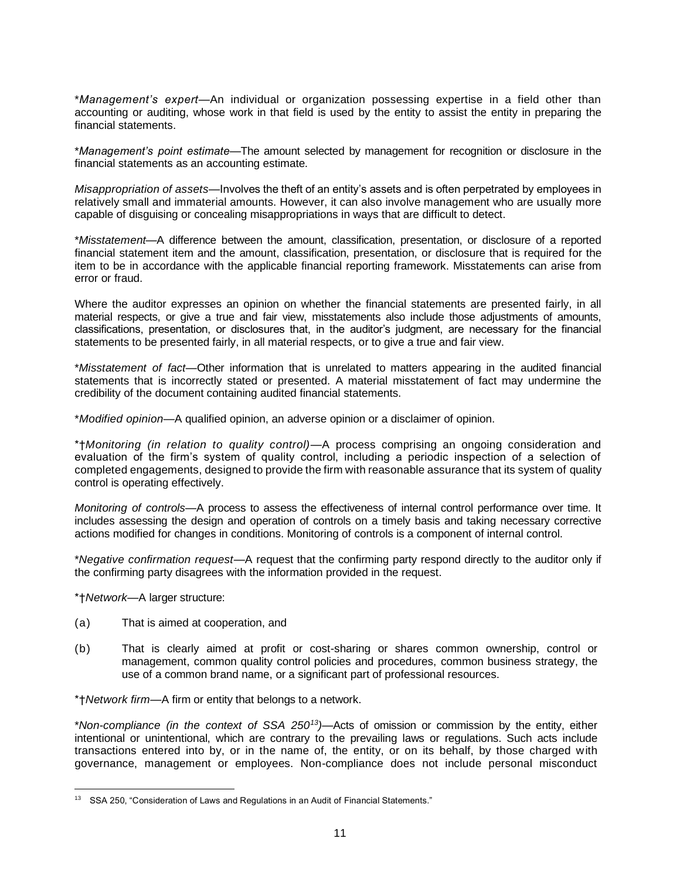*Management's expert*—An individual or organization possessing expertise in a field other than accounting or auditing, whose work in that field is used by the entity to assist the entity in preparing the financial statements.

*Management's point estimate*—The amount selected by management for recognition or disclosure in the financial statements as an accounting estimate.

*Misappropriation of assets*—Involves the theft of an entity's assets and is often perpetrated by employees in relatively small and immaterial amounts. However, it can also involve management who are usually more capable of disguising or concealing misappropriations in ways that are difficult to detect.

*Misstatement*—A difference between the amount, classification, presentation, or disclosure of a reported financial statement item and the amount, classification, presentation, or disclosure that is required for the item to be in accordance with the applicable financial reporting framework. Misstatements can arise from error or fraud.

Where the auditor expresses an opinion on whether the financial statements are presented fairly, in all material respects, or give a true and fair view, misstatements also include those adjustments of amounts, classifications, presentation, or disclosures that, in the auditor's judgment, are necessary for the financial statements to be presented fairly, in all material respects, or to give a true and fair view.

*Misstatement of fact*—Other information that is unrelated to matters appearing in the audited financial statements that is incorrectly stated or presented. A material misstatement of fact may undermine the credibility of the document containing audited financial statements.

*Modified opinion*—A qualified opinion, an adverse opinion or a disclaimer of opinion.

*†*Monitoring (in relation to quality control)*—A process comprising an ongoing consideration and evaluation of the firm's system of quality control, including a periodic inspection of a selection of completed engagements, designed to provide the firm with reasonable assurance that its system of quality control is operating effectively.

*Monitoring of controls*—A process to assess the effectiveness of internal control performance over time. It includes assessing the design and operation of controls on a timely basis and taking necessary corrective actions modified for changes in conditions. Monitoring of controls is a component of internal control.

*Negative confirmation request*—A request that the confirming party respond directly to the auditor only if the confirming party disagrees with the information provided in the request.

*†*Network*—A larger structure:

(a) That is aimed at cooperation, and

(b) That is clearly aimed at profit or cost-sharing or shares common ownership, control or management, common quality control policies and procedures, common business strategy, the use of a common brand name, or a significant part of professional resources.

*†*Network firm*—A firm or entity that belongs to a network.

*Non-compliance (in the context of SSA 250[13])*—Acts of omission or commission by the entity, either intentional or unintentional, which are contrary to the prevailing laws or regulations. Such acts include transactions entered into by, or in the name of, the entity, or on its behalf, by those charged with governance, management or employees. Non-compliance does not include personal misconduct

[13] SSA 250, "Consideration of Laws and Regulations in an Audit of Financial Statements."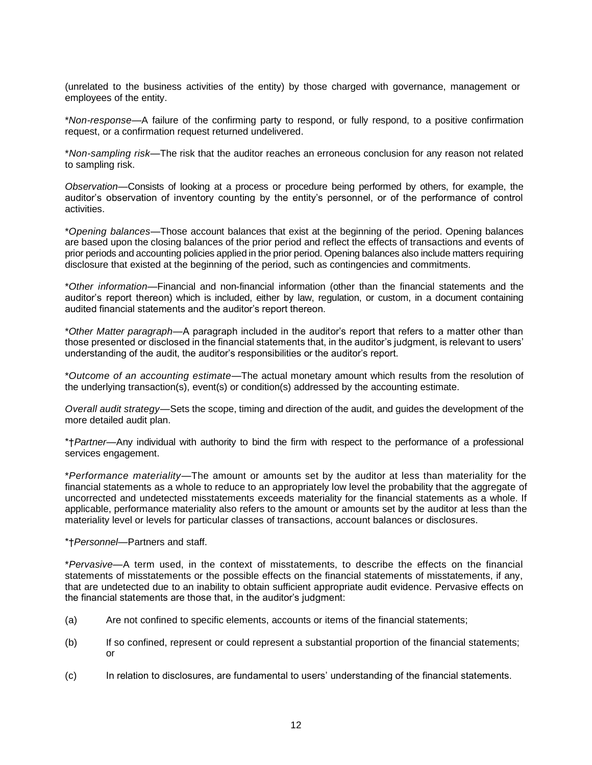(unrelated to the business activities of the entity) by those charged with governance, management or employees of the entity.

*_Non-response_—A failure of the confirming party to respond, or fully respond, to a positive confirmation request, or a confirmation request returned undelivered.

*_Non-sampling risk_—The risk that the auditor reaches an erroneous conclusion for any reason not related to sampling risk.

_Observation_—Consists of looking at a process or procedure being performed by others, for example, the auditor's observation of inventory counting by the entity's personnel, or of the performance of control activities.

*_Opening balances_—Those account balances that exist at the beginning of the period. Opening balances are based upon the closing balances of the prior period and reflect the effects of transactions and events of prior periods and accounting policies applied in the prior period. Opening balances also include matters requiring disclosure that existed at the beginning of the period, such as contingencies and commitments.

*_Other information_—Financial and non-financial information (other than the financial statements and the auditor's report thereon) which is included, either by law, regulation, or custom, in a document containing audited financial statements and the auditor's report thereon.

*_Other Matter paragraph_—A paragraph included in the auditor's report that refers to a matter other than those presented or disclosed in the financial statements that, in the auditor's judgment, is relevant to users' understanding of the audit, the auditor's responsibilities or the auditor's report.

*_Outcome of an accounting estimate_—The actual monetary amount which results from the resolution of the underlying transaction(s), event(s) or condition(s) addressed by the accounting estimate.

_Overall audit strategy_—Sets the scope, timing and direction of the audit, and guides the development of the more detailed audit plan.

*†_Partner_—Any individual with authority to bind the firm with respect to the performance of a professional services engagement.

*_Performance materiality_—The amount or amounts set by the auditor at less than materiality for the financial statements as a whole to reduce to an appropriately low level the probability that the aggregate of uncorrected and undetected misstatements exceeds materiality for the financial statements as a whole. If applicable, performance materiality also refers to the amount or amounts set by the auditor at less than the materiality level or levels for particular classes of transactions, account balances or disclosures.

*†_Personnel_—Partners and staff.

*_Pervasive_—A term used, in the context of misstatements, to describe the effects on the financial statements of misstatements or the possible effects on the financial statements of misstatements, if any, that are undetected due to an inability to obtain sufficient appropriate audit evidence. Pervasive effects on the financial statements are those that, in the auditor's judgment:

(a) Are not confined to specific elements, accounts or items of the financial statements;

(b) If so confined, represent or could represent a substantial proportion of the financial statements; or

(c) In relation to disclosures, are fundamental to users' understanding of the financial statements.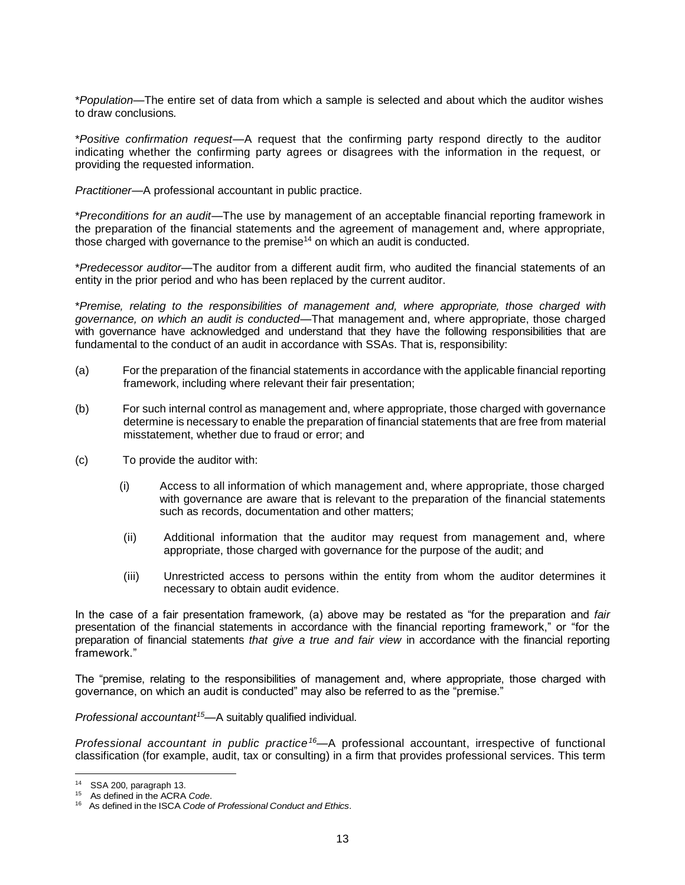*\*Population*—The entire set of data from which a sample is selected and about which the auditor wishes to draw conclusions.

*\*Positive confirmation request*—A request that the confirming party respond directly to the auditor indicating whether the confirming party agrees or disagrees with the information in the request, or providing the requested information.

*Practitioner*—A professional accountant in public practice.

*\*Preconditions for an audit*—The use by management of an acceptable financial reporting framework in the preparation of the financial statements and the agreement of management and, where appropriate, those charged with governance to the premise[14] on which an audit is conducted.

*\*Predecessor auditor*—The auditor from a different audit firm, who audited the financial statements of an entity in the prior period and who has been replaced by the current auditor.

*\*Premise, relating to the responsibilities of management and, where appropriate, those charged with governance, on which an audit is conducted*—That management and, where appropriate, those charged with governance have acknowledged and understand that they have the following responsibilities that are fundamental to the conduct of an audit in accordance with SSAs. That is, responsibility:

(a) For the preparation of the financial statements in accordance with the applicable financial reporting framework, including where relevant their fair presentation;

(b) For such internal control as management and, where appropriate, those charged with governance determine is necessary to enable the preparation of financial statements that are free from material misstatement, whether due to fraud or error; and

(c) To provide the auditor with:

   (i) Access to all information of which management and, where appropriate, those charged with governance are aware that is relevant to the preparation of the financial statements such as records, documentation and other matters;

   (ii) Additional information that the auditor may request from management and, where appropriate, those charged with governance for the purpose of the audit; and

   (iii) Unrestricted access to persons within the entity from whom the auditor determines it necessary to obtain audit evidence.

In the case of a fair presentation framework, (a) above may be restated as "for the preparation and *fair* presentation of the financial statements in accordance with the financial reporting framework," or "for the preparation of financial statements *that give a true and fair view* in accordance with the financial reporting framework."

The "premise, relating to the responsibilities of management and, where appropriate, those charged with governance, on which an audit is conducted" may also be referred to as the "premise."

*Professional accountant*[15]—A suitably qualified individual.

*Professional accountant in public practice*[16]—A professional accountant, irrespective of functional classification (for example, audit, tax or consulting) in a firm that provides professional services. This term

---

[14] SSA 200, paragraph 13.

[15] As defined in the ACRA *Code*.

[16] As defined in the ISCA *Code of Professional Conduct and Ethics*.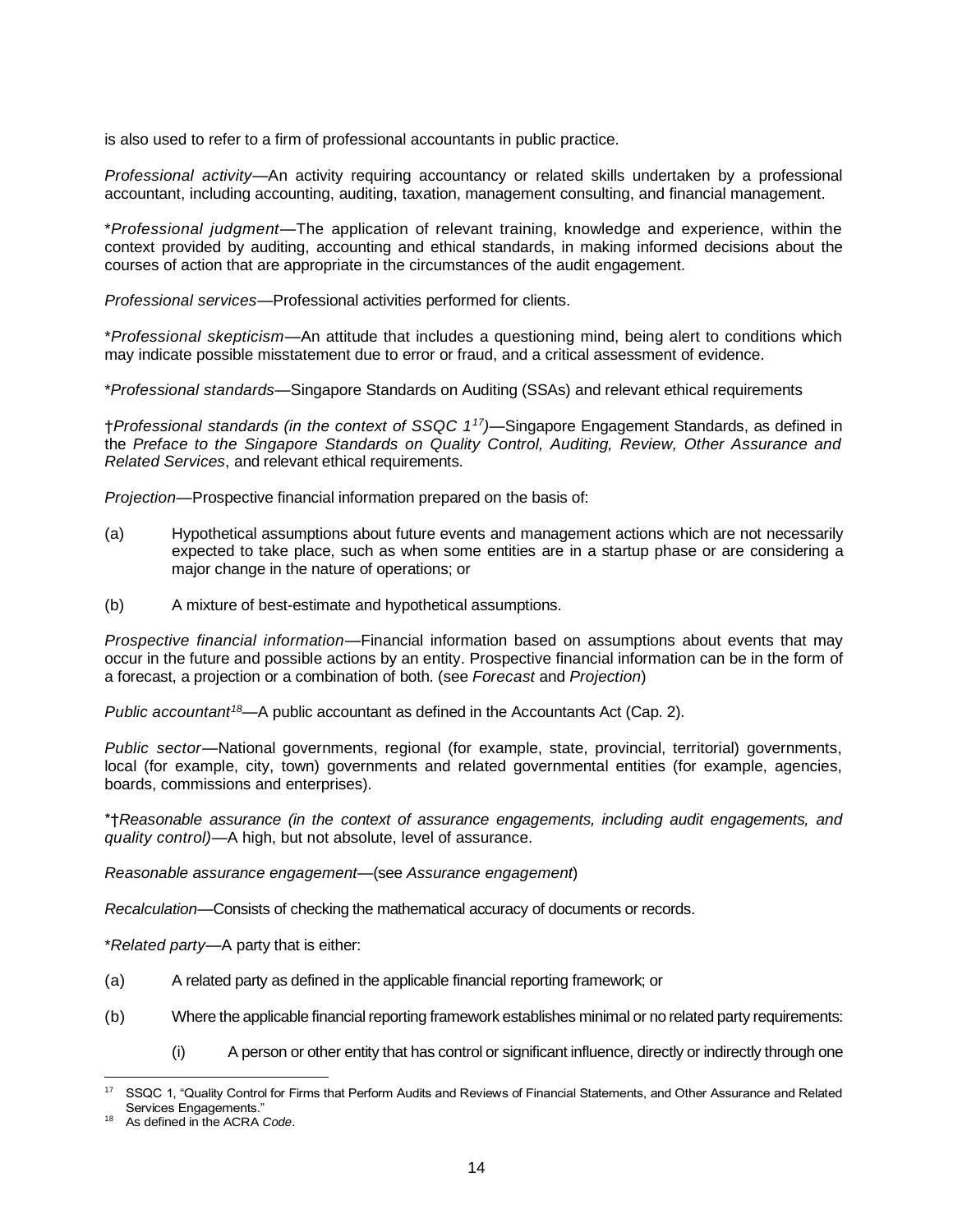is also used to refer to a firm of professional accountants in public practice.

*Professional activity*—An activity requiring accountancy or related skills undertaken by a professional accountant, including accounting, auditing, taxation, management consulting, and financial management.

\**Professional judgment*—The application of relevant training, knowledge and experience, within the context provided by auditing, accounting and ethical standards, in making informed decisions about the courses of action that are appropriate in the circumstances of the audit engagement.

*Professional services*—Professional activities performed for clients.

\**Professional skepticism*—An attitude that includes a questioning mind, being alert to conditions which may indicate possible misstatement due to error or fraud, and a critical assessment of evidence.

\**Professional standards*—Singapore Standards on Auditing (SSAs) and relevant ethical requirements

†*Professional standards (in the context of SSQC 1*[17]*)*—Singapore Engagement Standards, as defined in the *Preface to the Singapore Standards on Quality Control, Auditing, Review, Other Assurance and Related Services*, and relevant ethical requirements.

*Projection*—Prospective financial information prepared on the basis of:

(a) Hypothetical assumptions about future events and management actions which are not necessarily expected to take place, such as when some entities are in a startup phase or are considering a major change in the nature of operations; or

(b) A mixture of best-estimate and hypothetical assumptions.

*Prospective financial information*—Financial information based on assumptions about events that may occur in the future and possible actions by an entity. Prospective financial information can be in the form of a forecast, a projection or a combination of both. (see *Forecast* and *Projection*)

*Public accountant*[18]—A public accountant as defined in the Accountants Act (Cap. 2).

*Public sector*—National governments, regional (for example, state, provincial, territorial) governments, local (for example, city, town) governments and related governmental entities (for example, agencies, boards, commissions and enterprises).

\*†*Reasonable assurance (in the context of assurance engagements, including audit engagements, and quality control)*—A high, but not absolute, level of assurance.

*Reasonable assurance engagement*—(see *Assurance engagement*)

*Recalculation*—Consists of checking the mathematical accuracy of documents or records.

\**Related party*—A party that is either:

(a) A related party as defined in the applicable financial reporting framework; or

(b) Where the applicable financial reporting framework establishes minimal or no related party requirements:

(i) A person or other entity that has control or significant influence, directly or indirectly through one

---

[17] SSQC 1, "Quality Control for Firms that Perform Audits and Reviews of Financial Statements, and Other Assurance and Related Services Engagements."

[18] As defined in the ACRA *Code*.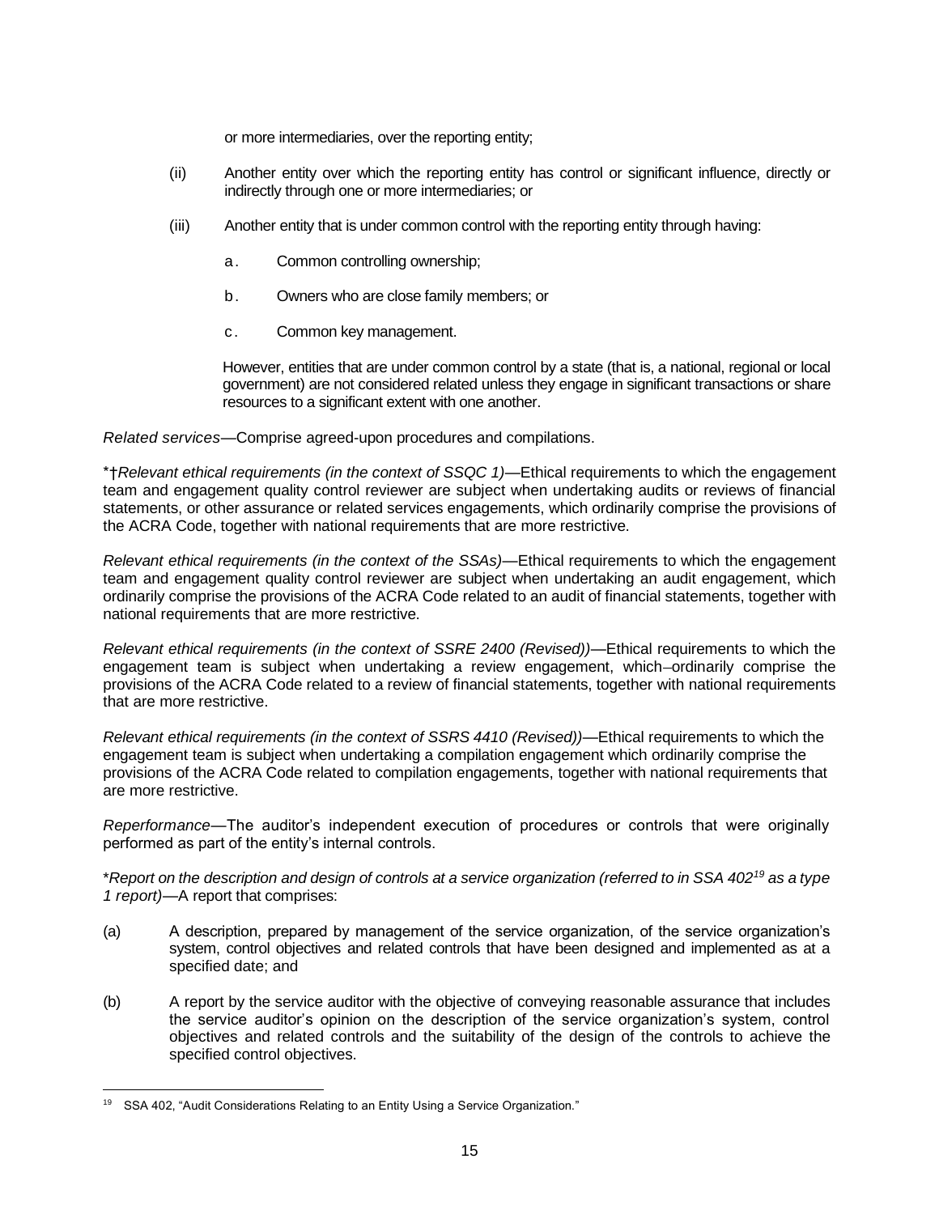or more intermediaries, over the reporting entity;

(ii) Another entity over which the reporting entity has control or significant influence, directly or indirectly through one or more intermediaries; or

(iii) Another entity that is under common control with the reporting entity through having:

a. Common controlling ownership;

b. Owners who are close family members; or

c. Common key management.

However, entities that are under common control by a state (that is, a national, regional or local government) are not considered related unless they engage in significant transactions or share resources to a significant extent with one another.

*Related services*—Comprise agreed-upon procedures and compilations.

*†*Relevant ethical requirements (in the context of SSQC 1)*—Ethical requirements to which the engagement team and engagement quality control reviewer are subject when undertaking audits or reviews of financial statements, or other assurance or related services engagements, which ordinarily comprise the provisions of the ACRA Code, together with national requirements that are more restrictive.

*Relevant ethical requirements (in the context of the SSAs)*—Ethical requirements to which the engagement team and engagement quality control reviewer are subject when undertaking an audit engagement, which ordinarily comprise the provisions of the ACRA Code related to an audit of financial statements, together with national requirements that are more restrictive.

*Relevant ethical requirements (in the context of SSRE 2400 (Revised))*—Ethical requirements to which the engagement team is subject when undertaking a review engagement, which ordinarily comprise the provisions of the ACRA Code related to a review of financial statements, together with national requirements that are more restrictive.

*Relevant ethical requirements (in the context of SSRS 4410 (Revised))*—Ethical requirements to which the engagement team is subject when undertaking a compilation engagement which ordinarily comprise the provisions of the ACRA Code related to compilation engagements, together with national requirements that are more restrictive.

*Reperformance*—The auditor's independent execution of procedures or controls that were originally performed as part of the entity's internal controls.

**Report on the description and design of controls at a service organization (referred to in SSA 402[19] as a type 1 report)*—A report that comprises:

(a) A description, prepared by management of the service organization, of the service organization's system, control objectives and related controls that have been designed and implemented as at a specified date; and

(b) A report by the service auditor with the objective of conveying reasonable assurance that includes the service auditor's opinion on the description of the service organization's system, control objectives and related controls and the suitability of the design of the controls to achieve the specified control objectives.

---

[19] SSA 402, "Audit Considerations Relating to an Entity Using a Service Organization."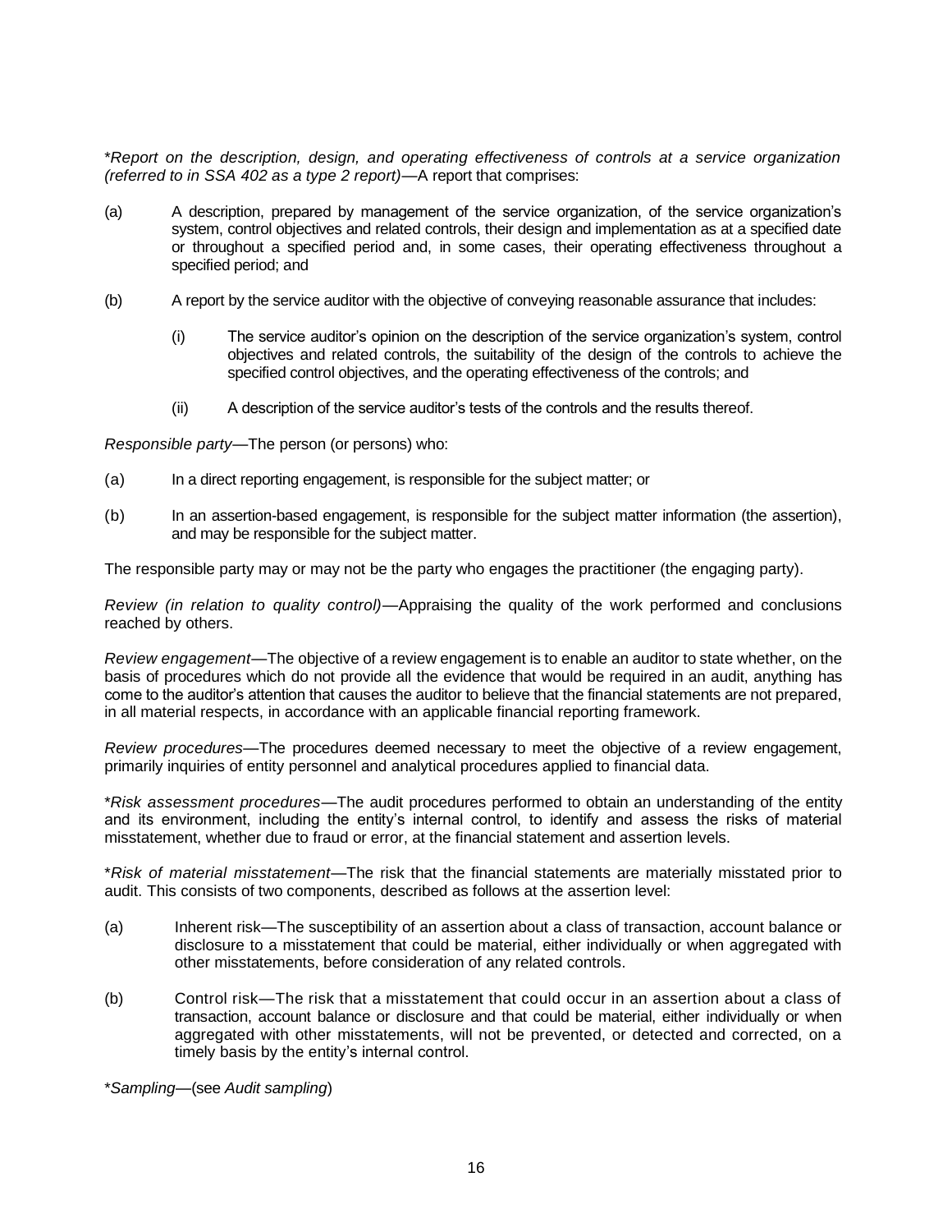\**Report on the description, design, and operating effectiveness of controls at a service organization (referred to in SSA 402 as a type 2 report)*—A report that comprises:

(a) A description, prepared by management of the service organization, of the service organization's system, control objectives and related controls, their design and implementation as at a specified date or throughout a specified period and, in some cases, their operating effectiveness throughout a specified period; and

(b) A report by the service auditor with the objective of conveying reasonable assurance that includes:

   (i) The service auditor's opinion on the description of the service organization's system, control objectives and related controls, the suitability of the design of the controls to achieve the specified control objectives, and the operating effectiveness of the controls; and

   (ii) A description of the service auditor's tests of the controls and the results thereof.

*Responsible party*—The person (or persons) who:

(a) In a direct reporting engagement, is responsible for the subject matter; or

(b) In an assertion-based engagement, is responsible for the subject matter information (the assertion), and may be responsible for the subject matter.

The responsible party may or may not be the party who engages the practitioner (the engaging party).

*Review (in relation to quality control)*—Appraising the quality of the work performed and conclusions reached by others.

*Review engagement*—The objective of a review engagement is to enable an auditor to state whether, on the basis of procedures which do not provide all the evidence that would be required in an audit, anything has come to the auditor's attention that causes the auditor to believe that the financial statements are not prepared, in all material respects, in accordance with an applicable financial reporting framework.

*Review procedures*—The procedures deemed necessary to meet the objective of a review engagement, primarily inquiries of entity personnel and analytical procedures applied to financial data.

\**Risk assessment procedures*—The audit procedures performed to obtain an understanding of the entity and its environment, including the entity's internal control, to identify and assess the risks of material misstatement, whether due to fraud or error, at the financial statement and assertion levels.

\**Risk of material misstatement*—The risk that the financial statements are materially misstated prior to audit. This consists of two components, described as follows at the assertion level:

(a) Inherent risk—The susceptibility of an assertion about a class of transaction, account balance or disclosure to a misstatement that could be material, either individually or when aggregated with other misstatements, before consideration of any related controls.

(b) Control risk—The risk that a misstatement that could occur in an assertion about a class of transaction, account balance or disclosure and that could be material, either individually or when aggregated with other misstatements, will not be prevented, or detected and corrected, on a timely basis by the entity's internal control.

\**Sampling*—(see *Audit sampling*)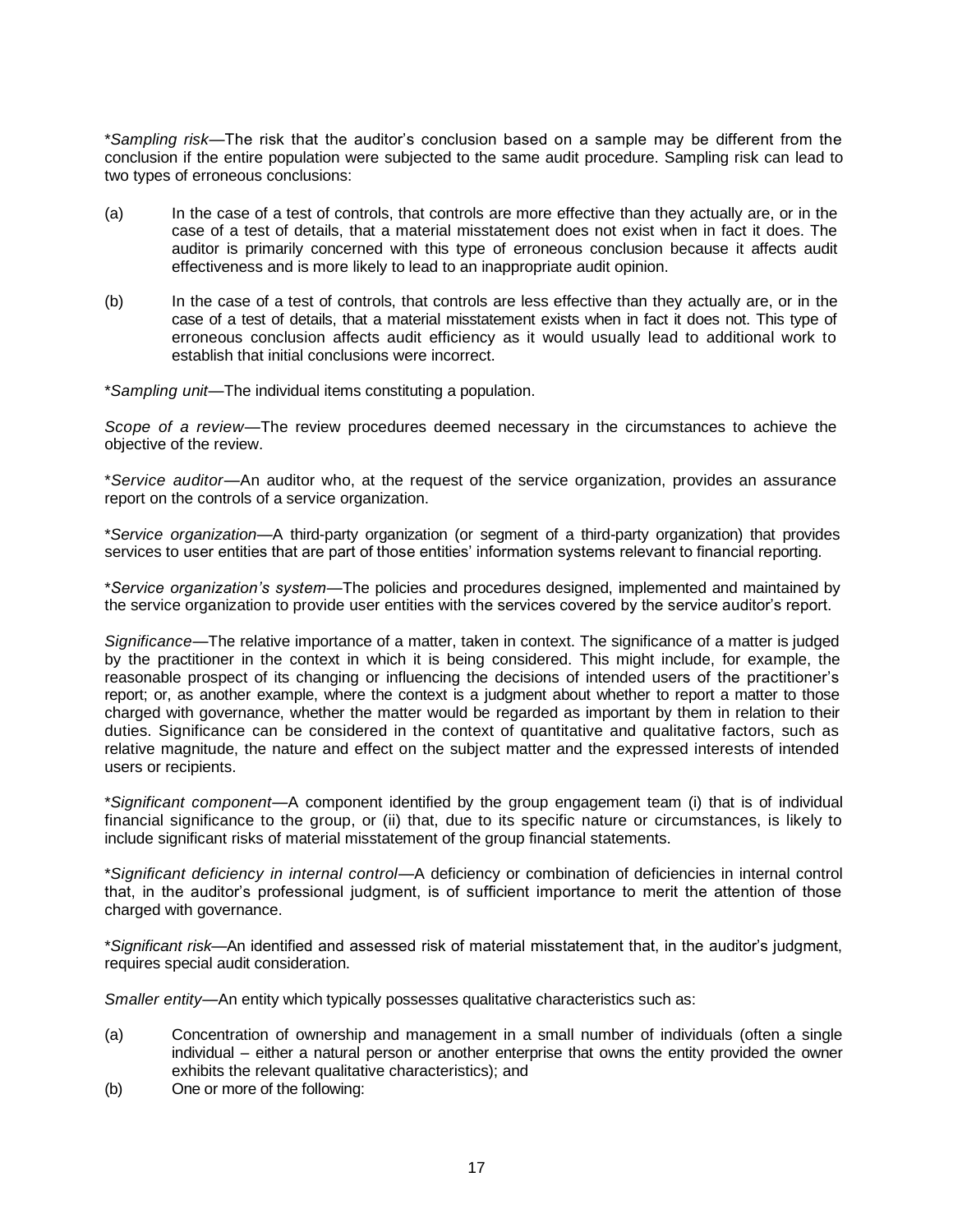*_Sampling risk_—The risk that the auditor's conclusion based on a sample may be different from the conclusion if the entire population were subjected to the same audit procedure. Sampling risk can lead to two types of erroneous conclusions:

(a) In the case of a test of controls, that controls are more effective than they actually are, or in the case of a test of details, that a material misstatement does not exist when in fact it does. The auditor is primarily concerned with this type of erroneous conclusion because it affects audit effectiveness and is more likely to lead to an inappropriate audit opinion.

(b) In the case of a test of controls, that controls are less effective than they actually are, or in the case of a test of details, that a material misstatement exists when in fact it does not. This type of erroneous conclusion affects audit efficiency as it would usually lead to additional work to establish that initial conclusions were incorrect.

*_Sampling unit_—The individual items constituting a population.

_Scope of a review_—The review procedures deemed necessary in the circumstances to achieve the objective of the review.

*_Service auditor_—An auditor who, at the request of the service organization, provides an assurance report on the controls of a service organization.

*_Service organization_—A third-party organization (or segment of a third-party organization) that provides services to user entities that are part of those entities' information systems relevant to financial reporting.

*_Service organization's system_—The policies and procedures designed, implemented and maintained by the service organization to provide user entities with the services covered by the service auditor's report.

_Significance_—The relative importance of a matter, taken in context. The significance of a matter is judged by the practitioner in the context in which it is being considered. This might include, for example, the reasonable prospect of its changing or influencing the decisions of intended users of the practitioner's report; or, as another example, where the context is a judgment about whether to report a matter to those charged with governance, whether the matter would be regarded as important by them in relation to their duties. Significance can be considered in the context of quantitative and qualitative factors, such as relative magnitude, the nature and effect on the subject matter and the expressed interests of intended users or recipients.

*_Significant component_—A component identified by the group engagement team (i) that is of individual financial significance to the group, or (ii) that, due to its specific nature or circumstances, is likely to include significant risks of material misstatement of the group financial statements.

*_Significant deficiency in internal control_—A deficiency or combination of deficiencies in internal control that, in the auditor's professional judgment, is of sufficient importance to merit the attention of those charged with governance.

*_Significant risk_—An identified and assessed risk of material misstatement that, in the auditor's judgment, requires special audit consideration.

_Smaller entity_—An entity which typically possesses qualitative characteristics such as:

(a) Concentration of ownership and management in a small number of individuals (often a single individual – either a natural person or another enterprise that owns the entity provided the owner exhibits the relevant qualitative characteristics); and

(b) One or more of the following: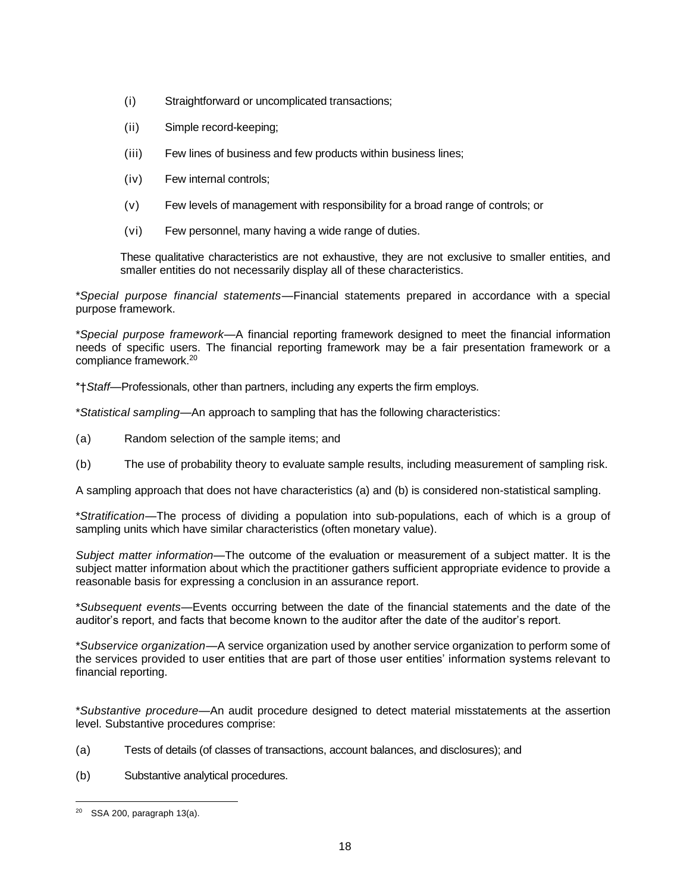(i) Straightforward or uncomplicated transactions;

(ii) Simple record-keeping;

(iii) Few lines of business and few products within business lines;

(iv) Few internal controls;

(v) Few levels of management with responsibility for a broad range of controls; or

(vi) Few personnel, many having a wide range of duties.

These qualitative characteristics are not exhaustive, they are not exclusive to smaller entities, and smaller entities do not necessarily display all of these characteristics.

*_Special purpose financial statements_—Financial statements prepared in accordance with a special purpose framework.

*_Special purpose framework_—A financial reporting framework designed to meet the financial information needs of specific users. The financial reporting framework may be a fair presentation framework or a compliance framework.[20]

*†_Staff_—Professionals, other than partners, including any experts the firm employs.

*_Statistical sampling_—An approach to sampling that has the following characteristics:

(a) Random selection of the sample items; and

(b) The use of probability theory to evaluate sample results, including measurement of sampling risk.

A sampling approach that does not have characteristics (a) and (b) is considered non-statistical sampling.

*_Stratification_—The process of dividing a population into sub-populations, each of which is a group of sampling units which have similar characteristics (often monetary value).

_Subject matter information_—The outcome of the evaluation or measurement of a subject matter. It is the subject matter information about which the practitioner gathers sufficient appropriate evidence to provide a reasonable basis for expressing a conclusion in an assurance report.

*_Subsequent events_—Events occurring between the date of the financial statements and the date of the auditor's report, and facts that become known to the auditor after the date of the auditor's report.

*_Subservice organization_—A service organization used by another service organization to perform some of the services provided to user entities that are part of those user entities' information systems relevant to financial reporting.

*_Substantive procedure_—An audit procedure designed to detect material misstatements at the assertion level. Substantive procedures comprise:

(a) Tests of details (of classes of transactions, account balances, and disclosures); and

(b) Substantive analytical procedures.

---

[20] SSA 200, paragraph 13(a).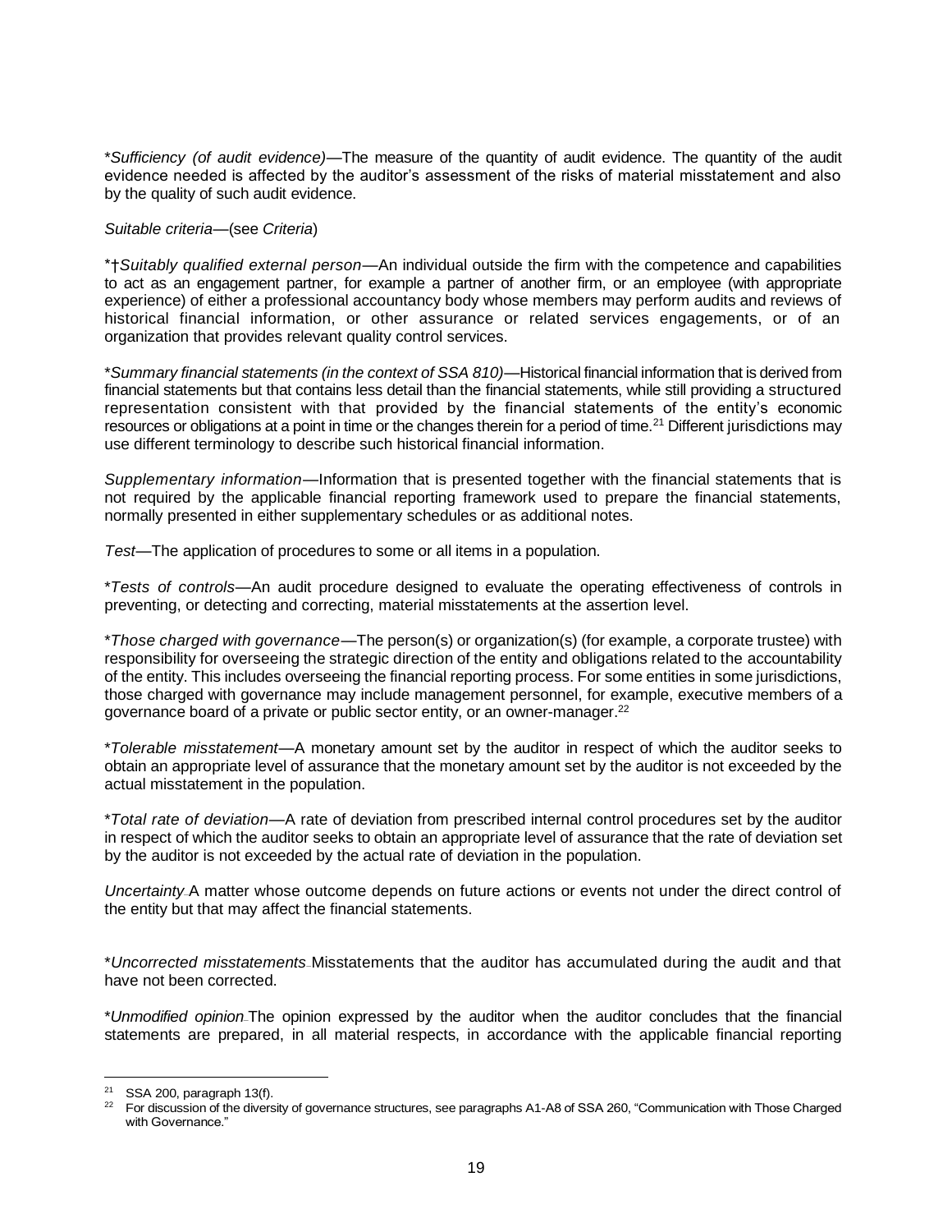*_Sufficiency (of audit evidence)_—The measure of the quantity of audit evidence. The quantity of the audit evidence needed is affected by the auditor's assessment of the risks of material misstatement and also by the quality of such audit evidence.

_Suitable criteria_—(see _Criteria_)

*†_Suitably qualified external person_—An individual outside the firm with the competence and capabilities to act as an engagement partner, for example a partner of another firm, or an employee (with appropriate experience) of either a professional accountancy body whose members may perform audits and reviews of historical financial information, or other assurance or related services engagements, or of an organization that provides relevant quality control services.

*_Summary financial statements (in the context of SSA 810)_—Historical financial information that is derived from financial statements but that contains less detail than the financial statements, while still providing a structured representation consistent with that provided by the financial statements of the entity's economic resources or obligations at a point in time or the changes therein for a period of time.[21] Different jurisdictions may use different terminology to describe such historical financial information.

_Supplementary information_—Information that is presented together with the financial statements that is not required by the applicable financial reporting framework used to prepare the financial statements, normally presented in either supplementary schedules or as additional notes.

_Test_—The application of procedures to some or all items in a population.

*_Tests of controls_—An audit procedure designed to evaluate the operating effectiveness of controls in preventing, or detecting and correcting, material misstatements at the assertion level.

*_Those charged with governance_—The person(s) or organization(s) (for example, a corporate trustee) with responsibility for overseeing the strategic direction of the entity and obligations related to the accountability of the entity. This includes overseeing the financial reporting process. For some entities in some jurisdictions, those charged with governance may include management personnel, for example, executive members of a governance board of a private or public sector entity, or an owner-manager.[22]

*_Tolerable misstatement_—A monetary amount set by the auditor in respect of which the auditor seeks to obtain an appropriate level of assurance that the monetary amount set by the auditor is not exceeded by the actual misstatement in the population.

*_Total rate of deviation_—A rate of deviation from prescribed internal control procedures set by the auditor in respect of which the auditor seeks to obtain an appropriate level of assurance that the rate of deviation set by the auditor is not exceeded by the actual rate of deviation in the population.

_Uncertainty_—A matter whose outcome depends on future actions or events not under the direct control of the entity but that may affect the financial statements.

*_Uncorrected misstatements_—Misstatements that the auditor has accumulated during the audit and that have not been corrected.

*_Unmodified opinion_—The opinion expressed by the auditor when the auditor concludes that the financial statements are prepared, in all material respects, in accordance with the applicable financial reporting

---

[21] SSA 200, paragraph 13(f).

[22] For discussion of the diversity of governance structures, see paragraphs A1-A8 of SSA 260, "Communication with Those Charged with Governance."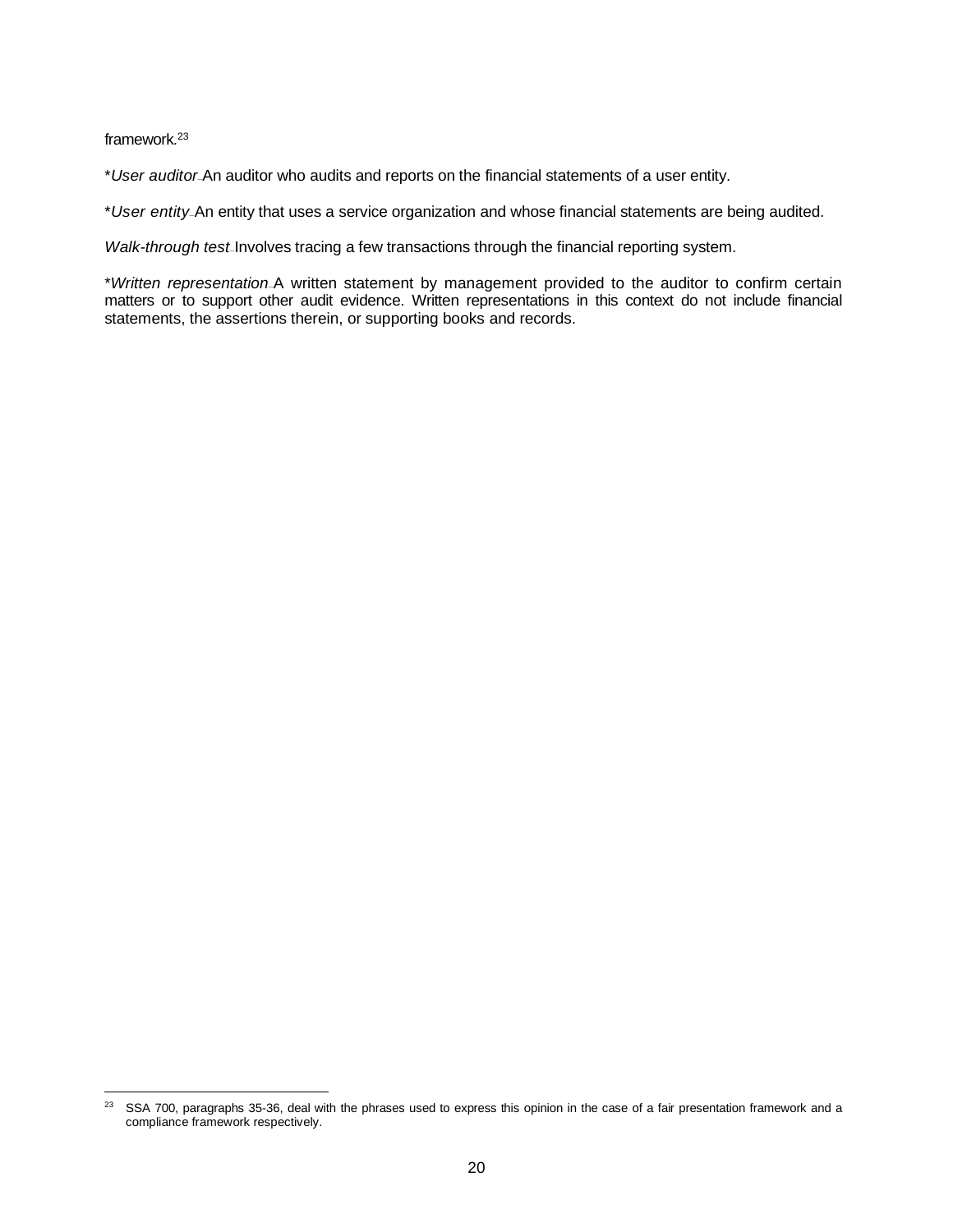framework.[23]

**User auditor* An auditor who audits and reports on the financial statements of a user entity.

**User entity* An entity that uses a service organization and whose financial statements are being audited.

*Walk-through test* Involves tracing a few transactions through the financial reporting system.

**Written representation* A written statement by management provided to the auditor to confirm certain matters or to support other audit evidence. Written representations in this context do not include financial statements, the assertions therein, or supporting books and records.

---

[23] SSA 700, paragraphs 35-36, deal with the phrases used to express this opinion in the case of a fair presentation framework and a compliance framework respectively.